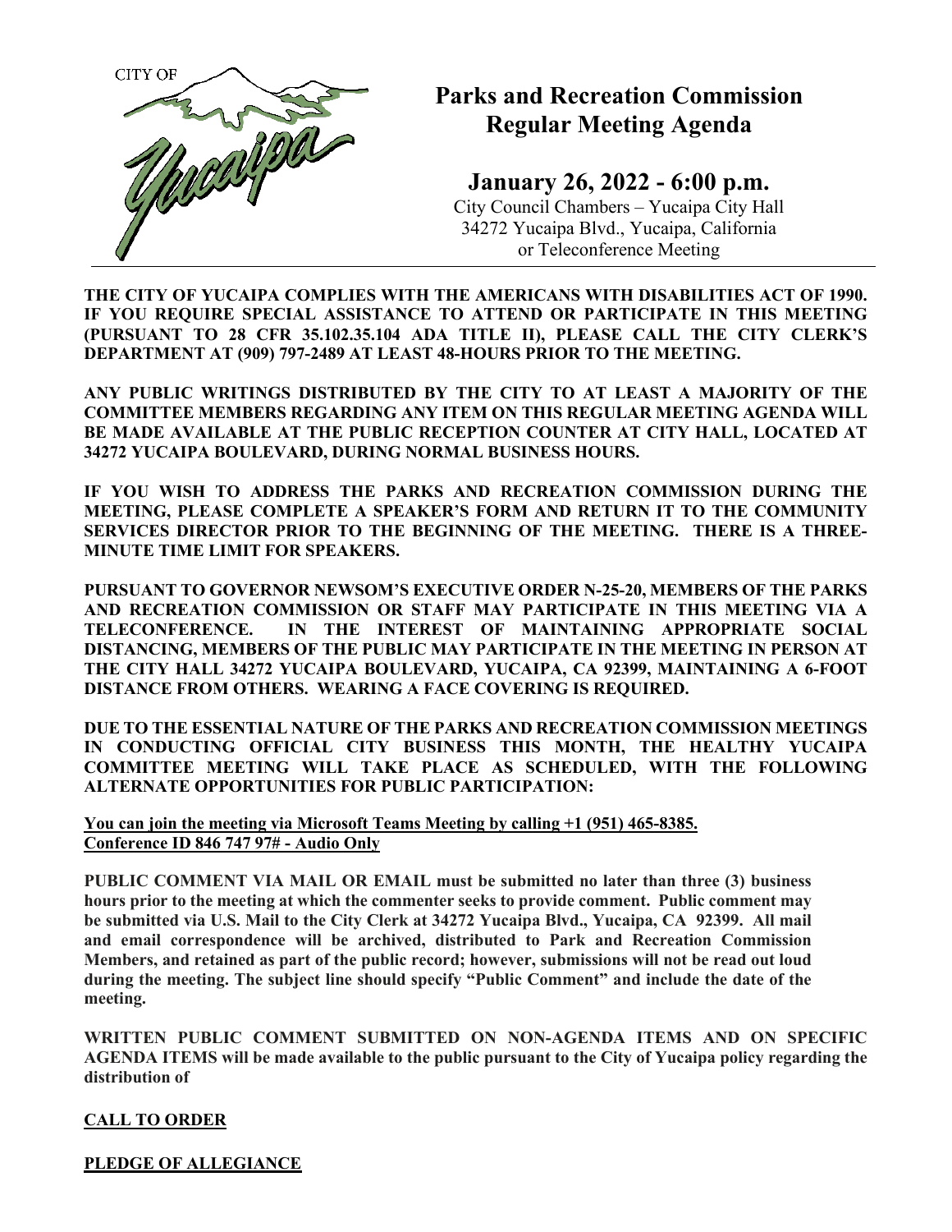CITY OF Yucaipa

# Parks and Recreation Commission Regular Meeting Agenda

## January 26, 2022 - 6:00 p.m.

City Council Chambers – Yucaipa City Hall
34272 Yucaipa Blvd., Yucaipa, California
or Teleconference Meeting

**THE CITY OF YUCAIPA COMPLIES WITH THE AMERICANS WITH DISABILITIES ACT OF 1990. IF YOU REQUIRE SPECIAL ASSISTANCE TO ATTEND OR PARTICIPATE IN THIS MEETING (PURSUANT TO 28 CFR 35.102.35.104 ADA TITLE II), PLEASE CALL THE CITY CLERK'S DEPARTMENT AT (909) 797-2489 AT LEAST 48-HOURS PRIOR TO THE MEETING.**

**ANY PUBLIC WRITINGS DISTRIBUTED BY THE CITY TO AT LEAST A MAJORITY OF THE COMMITTEE MEMBERS REGARDING ANY ITEM ON THIS REGULAR MEETING AGENDA WILL BE MADE AVAILABLE AT THE PUBLIC RECEPTION COUNTER AT CITY HALL, LOCATED AT 34272 YUCAIPA BOULEVARD, DURING NORMAL BUSINESS HOURS.**

**IF YOU WISH TO ADDRESS THE PARKS AND RECREATION COMMISSION DURING THE MEETING, PLEASE COMPLETE A SPEAKER'S FORM AND RETURN IT TO THE COMMUNITY SERVICES DIRECTOR PRIOR TO THE BEGINNING OF THE MEETING. THERE IS A THREE-MINUTE TIME LIMIT FOR SPEAKERS.**

**PURSUANT TO GOVERNOR NEWSOM'S EXECUTIVE ORDER N-25-20, MEMBERS OF THE PARKS AND RECREATION COMMISSION OR STAFF MAY PARTICIPATE IN THIS MEETING VIA A TELECONFERENCE. IN THE INTEREST OF MAINTAINING APPROPRIATE SOCIAL DISTANCING, MEMBERS OF THE PUBLIC MAY PARTICIPATE IN THE MEETING IN PERSON AT THE CITY HALL 34272 YUCAIPA BOULEVARD, YUCAIPA, CA 92399, MAINTAINING A 6-FOOT DISTANCE FROM OTHERS. WEARING A FACE COVERING IS REQUIRED.**

**DUE TO THE ESSENTIAL NATURE OF THE PARKS AND RECREATION COMMISSION MEETINGS IN CONDUCTING OFFICIAL CITY BUSINESS THIS MONTH, THE HEALTHY YUCAIPA COMMITTEE MEETING WILL TAKE PLACE AS SCHEDULED, WITH THE FOLLOWING ALTERNATE OPPORTUNITIES FOR PUBLIC PARTICIPATION:**

**<u>You can join the meeting via Microsoft Teams Meeting by calling +1 (951) 465-8385.</u>**
**<u>Conference ID 846 747 97# - Audio Only</u>**

**PUBLIC COMMENT VIA MAIL OR EMAIL must be submitted no later than three (3) business hours prior to the meeting at which the commenter seeks to provide comment. Public comment may be submitted via U.S. Mail to the City Clerk at 34272 Yucaipa Blvd., Yucaipa, CA 92399. All mail and email correspondence will be archived, distributed to Park and Recreation Commission Members, and retained as part of the public record; however, submissions will not be read out loud during the meeting. The subject line should specify "Public Comment" and include the date of the meeting.**

**WRITTEN PUBLIC COMMENT SUBMITTED ON NON-AGENDA ITEMS AND ON SPECIFIC AGENDA ITEMS will be made available to the public pursuant to the City of Yucaipa policy regarding the distribution of**

**<u>CALL TO ORDER</u>**

**<u>PLEDGE OF ALLEGIANCE</u>**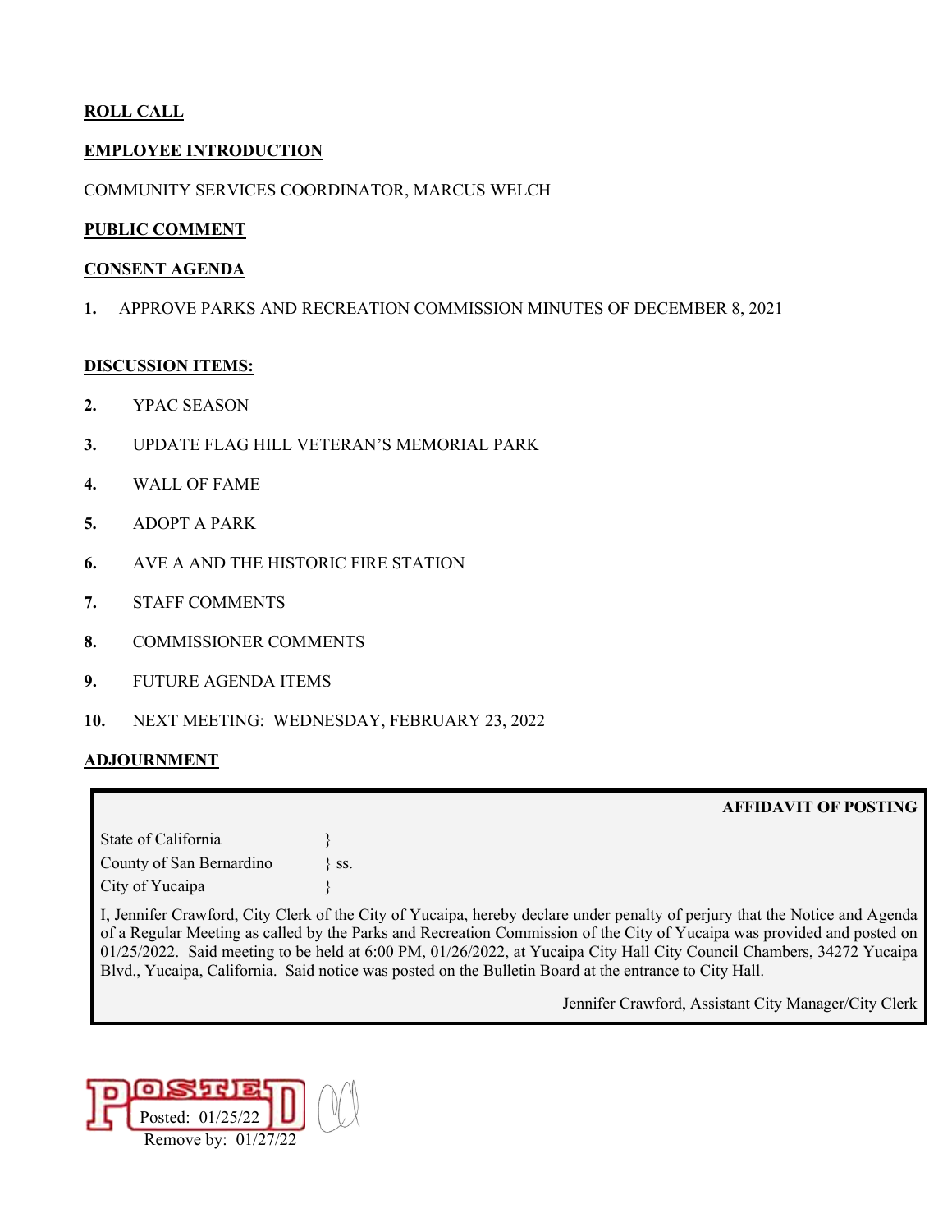**ROLL CALL**

**EMPLOYEE INTRODUCTION**

COMMUNITY SERVICES COORDINATOR, MARCUS WELCH

**PUBLIC COMMENT**

**CONSENT AGENDA**

**1.** APPROVE PARKS AND RECREATION COMMISSION MINUTES OF DECEMBER 8, 2021

**DISCUSSION ITEMS:**

**2.** YPAC SEASON

**3.** UPDATE FLAG HILL VETERAN'S MEMORIAL PARK

**4.** WALL OF FAME

**5.** ADOPT A PARK

**6.** AVE A AND THE HISTORIC FIRE STATION

**7.** STAFF COMMENTS

**8.** COMMISSIONER COMMENTS

**9.** FUTURE AGENDA ITEMS

**10.** NEXT MEETING: WEDNESDAY, FEBRUARY 23, 2022

**ADJOURNMENT**

**AFFIDAVIT OF POSTING**

State of California }
County of San Bernardino } ss.
City of Yucaipa }

I, Jennifer Crawford, City Clerk of the City of Yucaipa, hereby declare under penalty of perjury that the Notice and Agenda of a Regular Meeting as called by the Parks and Recreation Commission of the City of Yucaipa was provided and posted on 01/25/2022. Said meeting to be held at 6:00 PM, 01/26/2022, at Yucaipa City Hall City Council Chambers, 34272 Yucaipa Blvd., Yucaipa, California. Said notice was posted on the Bulletin Board at the entrance to City Hall.

Jennifer Crawford, Assistant City Manager/City Clerk

POSTED
Posted: 01/25/22
Remove by: 01/27/22